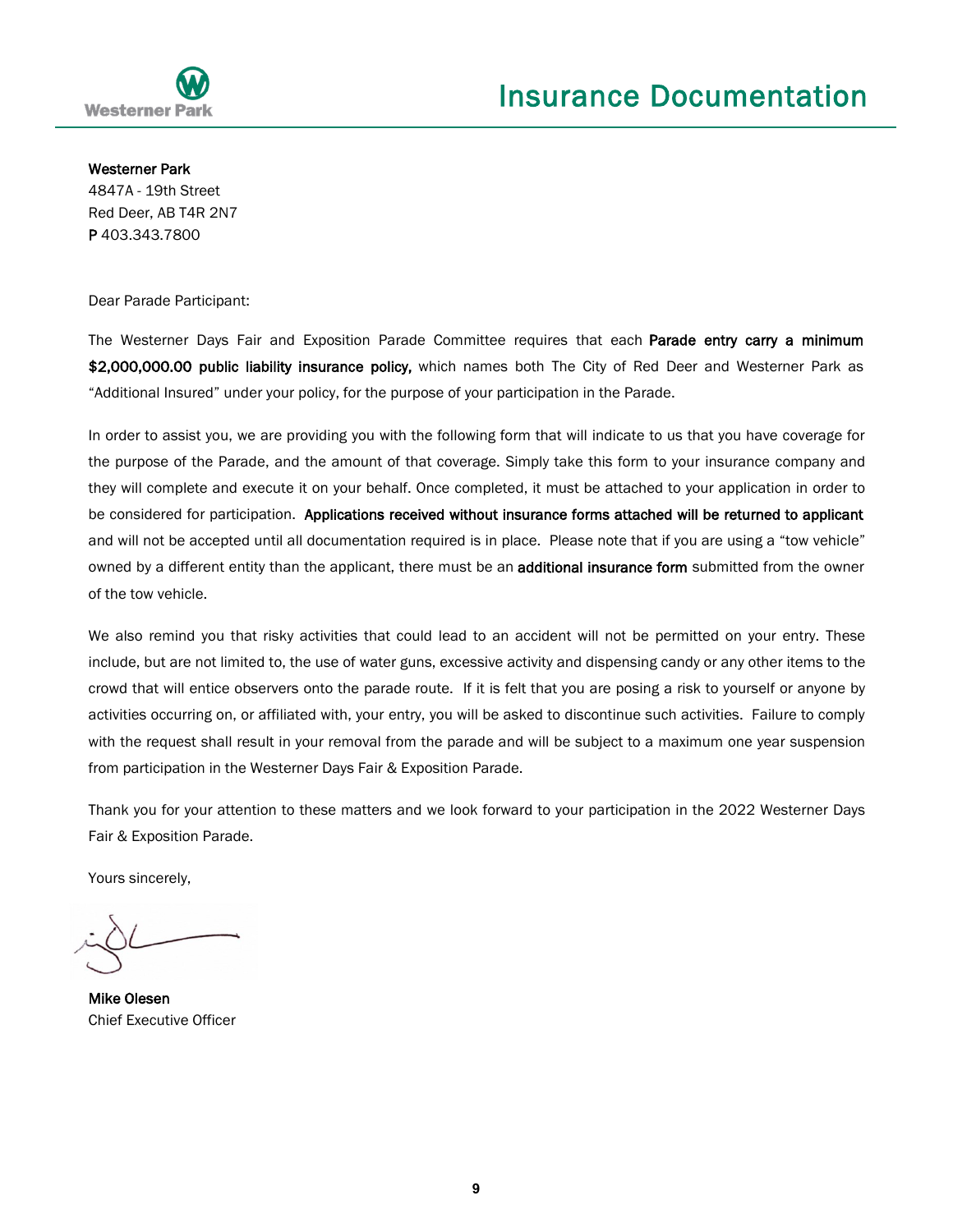# Insurance Documentation

**Westerner Park**
4847A - 19th Street
Red Deer, AB T4R 2N7
**P** 403.343.7800

Dear Parade Participant:

The Westerner Days Fair and Exposition Parade Committee requires that each **Parade entry carry a minimum $2,000,000.00 public liability insurance policy,** which names both The City of Red Deer and Westerner Park as "Additional Insured" under your policy, for the purpose of your participation in the Parade.

In order to assist you, we are providing you with the following form that will indicate to us that you have coverage for the purpose of the Parade, and the amount of that coverage. Simply take this form to your insurance company and they will complete and execute it on your behalf. Once completed, it must be attached to your application in order to be considered for participation. **Applications received without insurance forms attached will be returned to applicant** and will not be accepted until all documentation required is in place. Please note that if you are using a "tow vehicle" owned by a different entity than the applicant, there must be an **additional insurance form** submitted from the owner of the tow vehicle.

We also remind you that risky activities that could lead to an accident will not be permitted on your entry. These include, but are not limited to, the use of water guns, excessive activity and dispensing candy or any other items to the crowd that will entice observers onto the parade route. If it is felt that you are posing a risk to yourself or anyone by activities occurring on, or affiliated with, your entry, you will be asked to discontinue such activities. Failure to comply with the request shall result in your removal from the parade and will be subject to a maximum one year suspension from participation in the Westerner Days Fair & Exposition Parade.

Thank you for your attention to these matters and we look forward to your participation in the 2022 Westerner Days Fair & Exposition Parade.

Yours sincerely,

**Mike Olesen**
Chief Executive Officer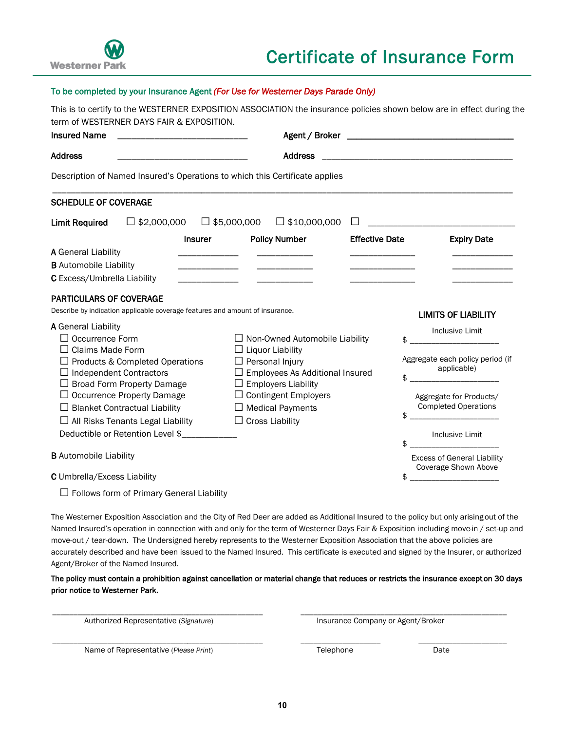Westerner Park

# Certificate of Insurance Form

To be completed by your Insurance Agent *(For Use for Westerner Days Parade Only)*

This is to certify to the WESTERNER EXPOSITION ASSOCIATION the insurance policies shown below are in effect during the term of WESTERNER DAYS FAIR & EXPOSITION.

**Insured Name** ___________________________ **Agent / Broker** ___________________________________

**Address** ___________________________ **Address** ________________________________________

Description of Named Insured's Operations to which this Certificate applies

_______________________________________________________________________________________________

**SCHEDULE OF COVERAGE**

**Limit Required** ☐ $2,000,000 ☐ $5,000,000 ☐ $10,000,000 ☐ ______________________________

| | Insurer | Policy Number | Effective Date | Expiry Date |
|---|---|---|---|---|
| **A** General Liability | ____________ | ___________ | _____________ | ____________ |
| **B** Automobile Liability | ____________ | ___________ | _____________ | ____________ |
| **C** Excess/Umbrella Liability | ____________ | ___________ | _____________ | ____________ |

**PARTICULARS OF COVERAGE**

Describe by indication applicable coverage features and amount of insurance.

**A** General Liability

- ☐ Occurrence Form
- ☐ Claims Made Form
- ☐ Products & Completed Operations
- ☐ Independent Contractors
- ☐ Broad Form Property Damage
- ☐ Occurrence Property Damage
- ☐ Blanket Contractual Liability
- ☐ All Risks Tenants Legal Liability
- ☐ Non-Owned Automobile Liability
- ☐ Liquor Liability
- ☐ Personal Injury
- ☐ Employees As Additional Insured
- ☐ Employers Liability
- ☐ Contingent Employers
- ☐ Medical Payments
- ☐ Cross Liability

Deductible or Retention Level $____________

**B** Automobile Liability

**C** Umbrella/Excess Liability

- ☐ Follows form of Primary General Liability

**LIMITS OF LIABILITY**

Inclusive Limit
$ ____________________

Aggregate each policy period (if applicable)
$ ____________________

Aggregate for Products/ Completed Operations
$ ____________________

Inclusive Limit
$ ____________________

Excess of General Liability Coverage Shown Above
$ ____________________

The Westerner Exposition Association and the City of Red Deer are added as Additional Insured to the policy but only arising out of the Named Insured's operation in connection with and only for the term of Westerner Days Fair & Exposition including move-in / set-up and move-out / tear-down. The Undersigned hereby represents to the Westerner Exposition Association that the above policies are accurately described and have been issued to the Named Insured. This certificate is executed and signed by the Insurer, or authorized Agent/Broker of the Named Insured.

**The policy must contain a prohibition against cancellation or material change that reduces or restricts the insurance except on 30 days prior notice to Westerner Park.**

_____________________________________________ _____________________________________________
Authorized Representative (*Signature*) Insurance Company or Agent/Broker

_____________________________________________ ____________________ ____________________
Name of Representative (*Please Print*) Telephone Date